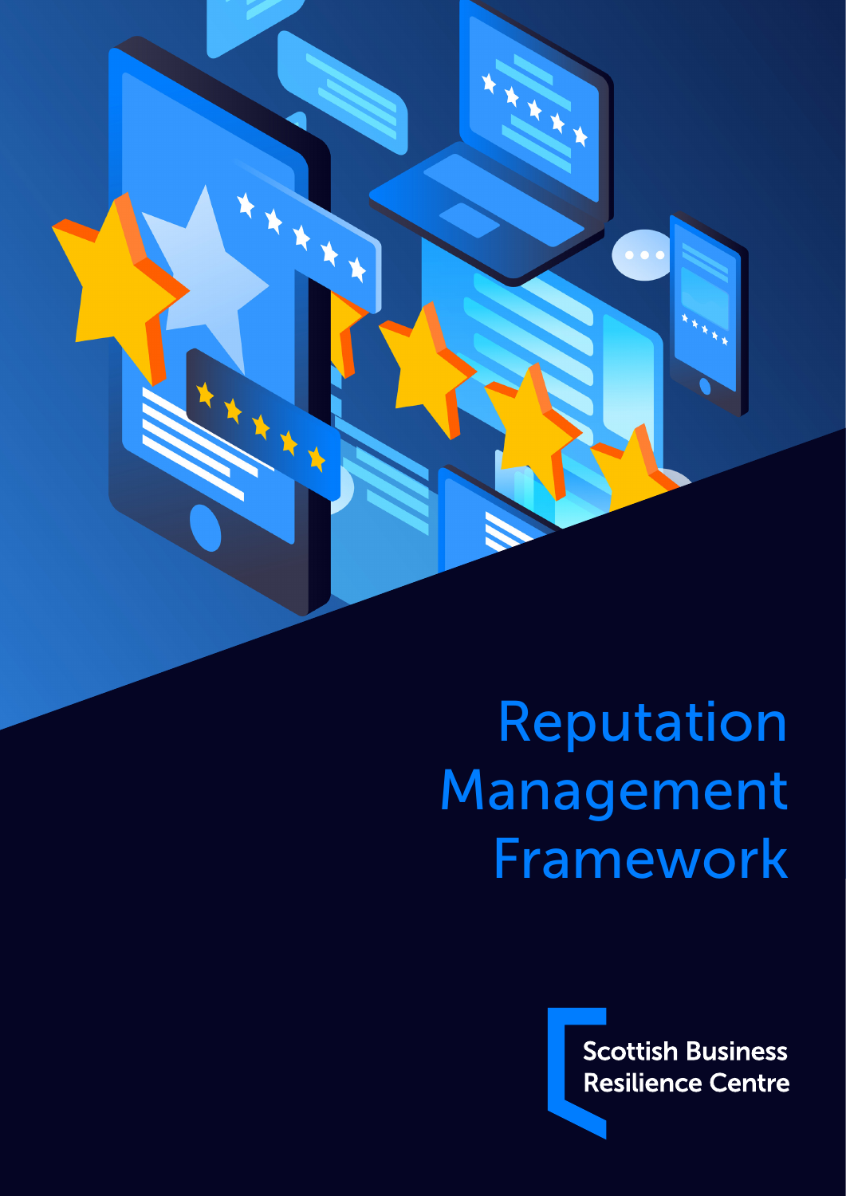# Reputation Management Framework

Scottish Business Resilience Centre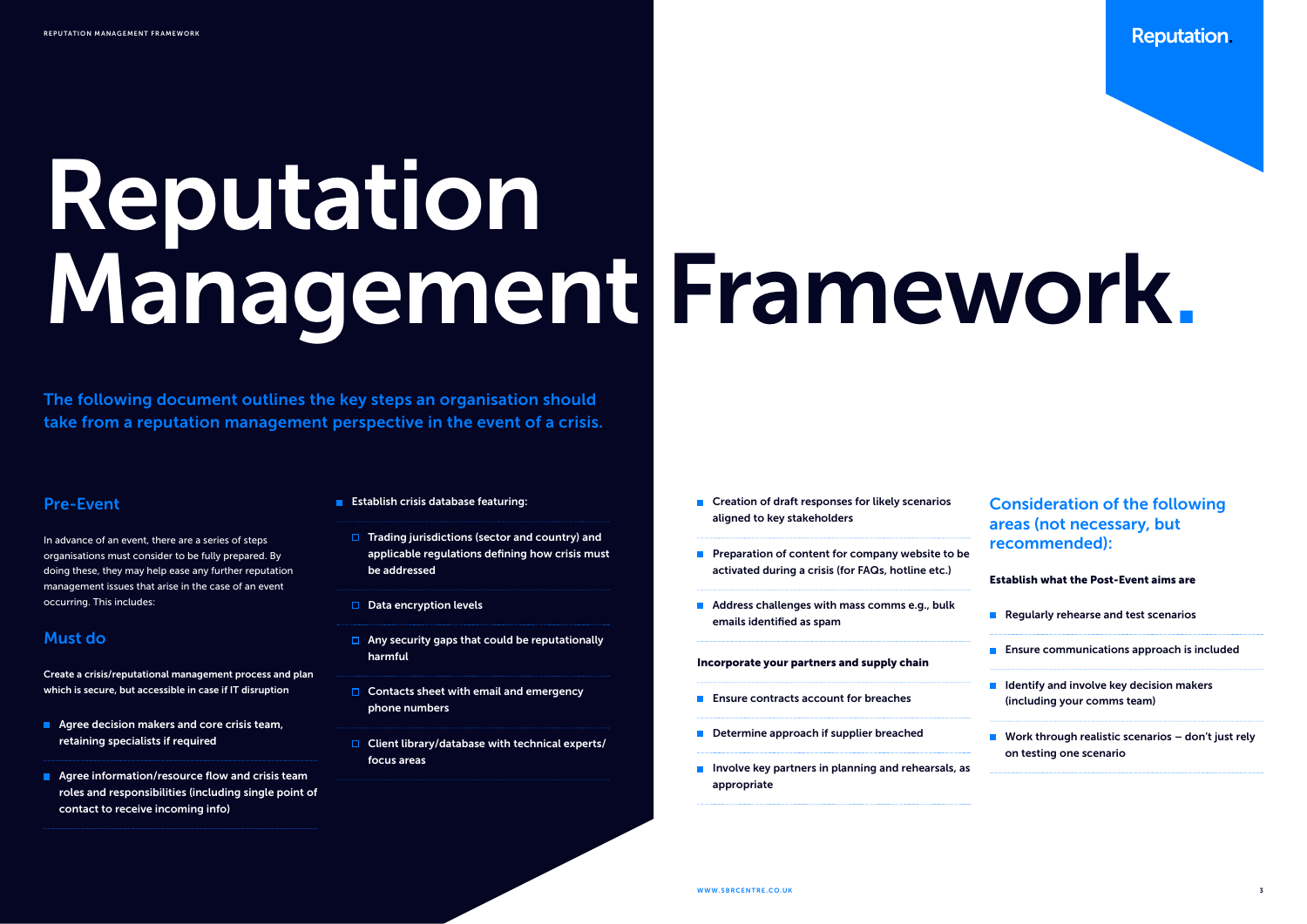# Reputation Management Framework.

The following document outlines the key steps an organisation should take from a reputation management perspective in the event of a crisis.

## Pre-Event

In advance of an event, there are a series of steps organisations must consider to be fully prepared. By doing these, they may help ease any further reputation management issues that arise in the case of an event occurring. This includes:

## Must do

**Create a crisis/reputational management process and plan which is secure, but accessible in case if IT disruption**

- Agree decision makers and core crisis team, retaining specialists if required
- Agree information/resource flow and crisis team roles and responsibilities (including single point of contact to receive incoming info)
- Establish crisis database featuring:
  - Trading jurisdictions (sector and country) and applicable regulations defining how crisis must be addressed
  - Data encryption levels
  - Any security gaps that could be reputationally harmful
  - Contacts sheet with email and emergency phone numbers
  - Client library/database with technical experts/focus areas
- Creation of draft responses for likely scenarios aligned to key stakeholders
- Preparation of content for company website to be activated during a crisis (for FAQs, hotline etc.)
- Address challenges with mass comms e.g., bulk emails identified as spam

**Incorporate your partners and supply chain**

- Ensure contracts account for breaches
- Determine approach if supplier breached
- Involve key partners in planning and rehearsals, as appropriate

## Consideration of the following areas (not necessary, but recommended):

**Establish what the Post-Event aims are**

- Regularly rehearse and test scenarios
- Ensure communications approach is included
- Identify and involve key decision makers (including your comms team)
- Work through realistic scenarios – don't just rely on testing one scenario

WWW.SBRCENTRE.CO.UK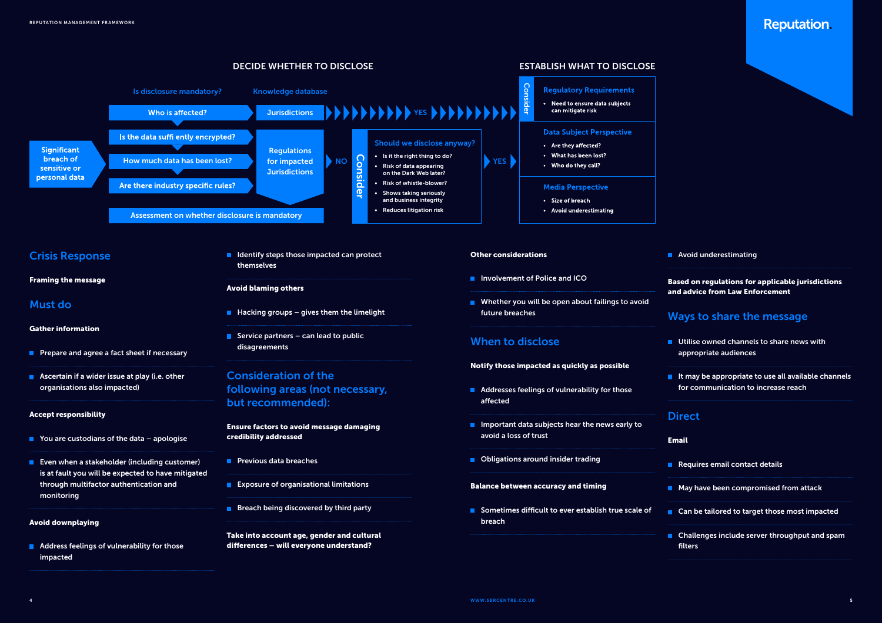## DECIDE WHETHER TO DISCLOSE

**Significant breach of sensitive or personal data**

**Is disclosure mandatory?**

- Who is affected?
- Is the data sufficiently encrypted?
- How much data has been lost?
- Are there industry specific rules?

Assessment on whether disclosure is mandatory

**Knowledge database**

- Jurisdictions
- Regulations for impacted Jurisdictions

YES → Establish what to disclose

NO → Consider

**Should we disclose anyway?**

- Is it the right thing to do?
- Risk of data appearing on the Dark Web later?
- Risk of whistle-blower?
- Shows taking seriously and business integrity
- Reduces litigation risk

YES → Establish what to disclose

## ESTABLISH WHAT TO DISCLOSE

Consider

**Regulatory Requirements**

- Need to ensure data subjects can mitigate risk

**Data Subject Perspective**

- Are they affected?
- What has been lost?
- Who do they call?

**Media Perspective**

- Size of breach
- Avoid underestimating

## Crisis Response

**Framing the message**

## Must do

**Gather information**

- Prepare and agree a fact sheet if necessary
- Ascertain if a wider issue at play (i.e. other organisations also impacted)

**Accept responsibility**

- You are custodians of the data – apologise
- Even when a stakeholder (including customer) is at fault you will be expected to have mitigated through multifactor authentication and monitoring

**Avoid downplaying**

- Address feelings of vulnerability for those impacted
- Identify steps those impacted can protect themselves

**Avoid blaming others**

- Hacking groups – gives them the limelight
- Service partners – can lead to public disagreements

## Consideration of the following areas (not necessary, but recommended):

**Ensure factors to avoid message damaging credibility addressed**

- Previous data breaches
- Exposure of organisational limitations
- Breach being discovered by third party

**Take into account age, gender and cultural differences – will everyone understand?**

**Other considerations**

- Involvement of Police and ICO
- Whether you will be open about failings to avoid future breaches

## When to disclose

**Notify those impacted as quickly as possible**

- Addresses feelings of vulnerability for those affected
- Important data subjects hear the news early to avoid a loss of trust
- Obligations around insider trading

**Balance between accuracy and timing**

- Sometimes difficult to ever establish true scale of breach
- Avoid underestimating

**Based on regulations for applicable jurisdictions and advice from Law Enforcement**

## Ways to share the message

- Utilise owned channels to share news with appropriate audiences
- It may be appropriate to use all available channels for communication to increase reach

## Direct

**Email**

- Requires email contact details
- May have been compromised from attack
- Can be tailored to target those most impacted
- Challenges include server throughput and spam filters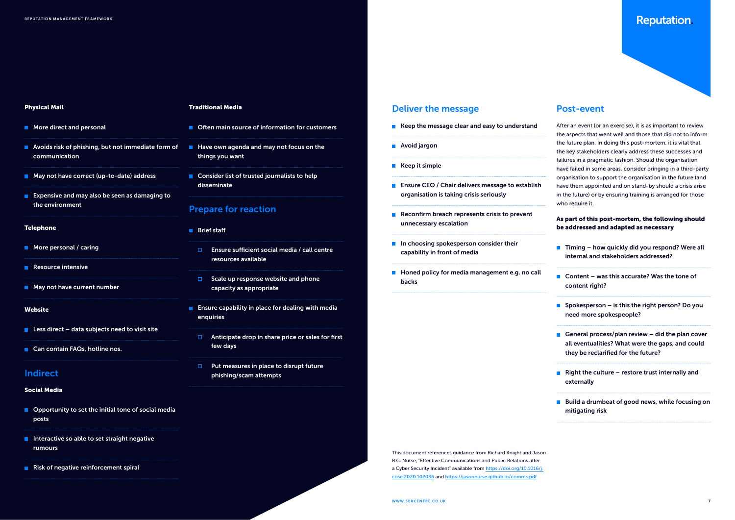### Physical Mail

- More direct and personal
- Avoids risk of phishing, but not immediate form of communication
- May not have correct (up-to-date) address
- Expensive and may also be seen as damaging to the environment

### Telephone

- More personal / caring
- Resource intensive
- May not have current number

### Website

- Less direct – data subjects need to visit site
- Can contain FAQs, hotline nos.

## Indirect

### Social Media

- Opportunity to set the initial tone of social media posts
- Interactive so able to set straight negative rumours
- Risk of negative reinforcement spiral

### Traditional Media

- Often main source of information for customers
- Have own agenda and may not focus on the things you want
- Consider list of trusted journalists to help disseminate

## Prepare for reaction

- Brief staff
  - Ensure sufficient social media / call centre resources available
  - Scale up response website and phone capacity as appropriate
- Ensure capability in place for dealing with media enquiries
  - Anticipate drop in share price or sales for first few days
  - Put measures in place to disrupt future phishing/scam attempts

## Deliver the message

- Keep the message clear and easy to understand
- Avoid jargon
- Keep it simple
- Ensure CEO / Chair delivers message to establish organisation is taking crisis seriously
- Reconfirm breach represents crisis to prevent unnecessary escalation
- In choosing spokesperson consider their capability in front of media
- Honed policy for media management e.g. no call backs

This document references guidance from Richard Knight and Jason R.C. Nurse, "Effective Communications and Public Relations after a Cyber Security Incident" available from https://doi.org/10.1016/j.cose.2020.102036 and https://jasonnurse.github.io/comms.pdf

## Post-event

After an event (or an exercise), it is as important to review the aspects that went well and those that did not to inform the future plan. In doing this post-mortem, it is vital that the key stakeholders clearly address these successes and failures in a pragmatic fashion. Should the organisation have failed in some areas, consider bringing in a third-party organisation to support the organisation in the future (and have them appointed and on stand-by should a crisis arise in the future) or by ensuring training is arranged for those who require it.

**As part of this post-mortem, the following should be addressed and adapted as necessary**

- Timing – how quickly did you respond? Were all internal and stakeholders addressed?
- Content – was this accurate? Was the tone of content right?
- Spokesperson – is this the right person? Do you need more spokespeople?
- General process/plan review – did the plan cover all eventualities? What were the gaps, and could they be reclarified for the future?
- Right the culture – restore trust internally and externally
- Build a drumbeat of good news, while focusing on mitigating risk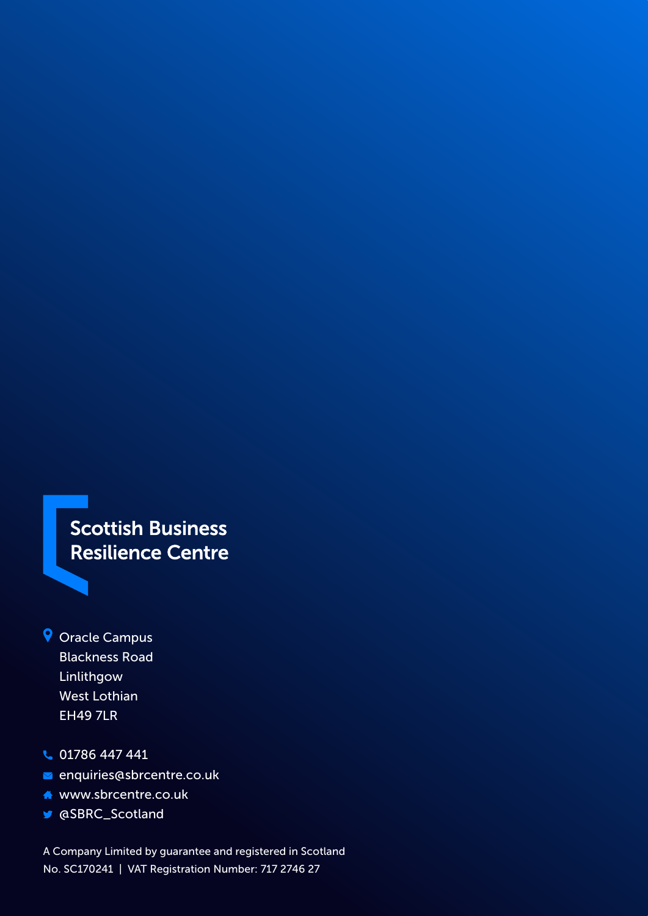**Scottish Business Resilience Centre**

Oracle Campus
Blackness Road
Linlithgow
West Lothian
EH49 7LR

01786 447 441
enquiries@sbrcentre.co.uk
www.sbrcentre.co.uk
@SBRC_Scotland

A Company Limited by guarantee and registered in Scotland
No. SC170241 | VAT Registration Number: 717 2746 27